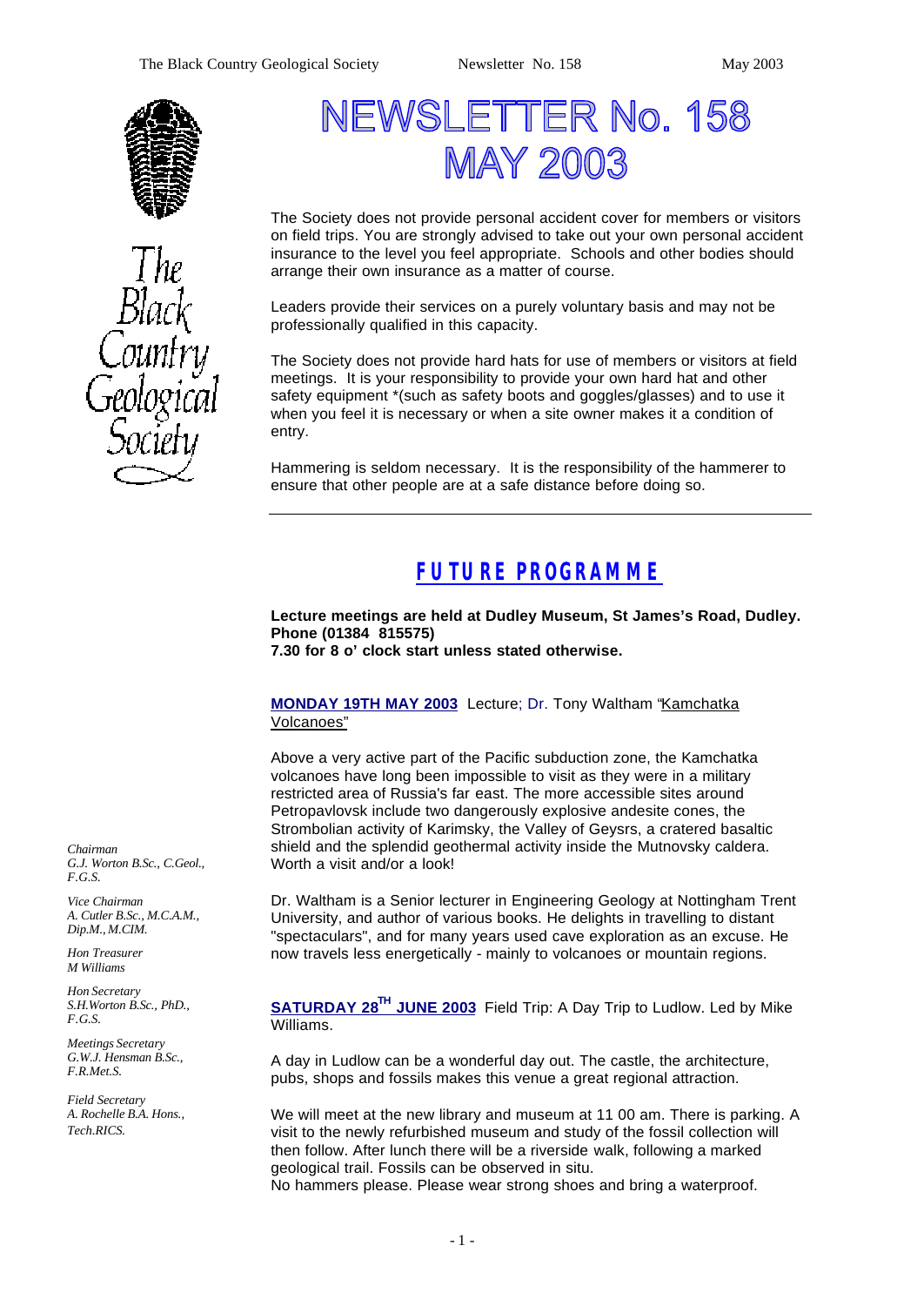# NEWSLETTER No. 158 MAY 2003

The Society does not provide personal accident cover for members or visitors on field trips. You are strongly advised to take out your own personal accident insurance to the level you feel appropriate. Schools and other bodies should arrange their own insurance as a matter of course.

Leaders provide their services on a purely voluntary basis and may not be professionally qualified in this capacity.

The Society does not provide hard hats for use of members or visitors at field meetings. It is your responsibility to provide your own hard hat and other safety equipment *(such as safety boots and goggles/glasses) and to use it when you feel it is necessary or when a site owner makes it a condition of entry.

Hammering is seldom necessary. It is the responsibility of the hammerer to ensure that other people are at a safe distance before doing so.

---

*Chairman*
*G.J. Worton B.Sc., C.Geol., F.G.S.*

*Vice Chairman*
*A. Cutler B.Sc., M.C.A.M., Dip.M., M.CIM.*

*Hon Treasurer*
*M Williams*

*Hon Secretary*
*S.H.Worton B.Sc., PhD., F.G.S.*

*Meetings Secretary*
*G.W.J. Hensman B.Sc., F.R.Met.S.*

*Field Secretary*
*A. Rochelle B.A. Hons., Tech.RICS.*

## FUTURE PROGRAMME

**Lecture meetings are held at Dudley Museum, St James's Road, Dudley. Phone (01384 815575)**
**7.30 for 8 o' clock start unless stated otherwise.**

**MONDAY 19TH MAY 2003** Lecture; Dr. Tony Waltham "Kamchatka Volcanoes"

Above a very active part of the Pacific subduction zone, the Kamchatka volcanoes have long been impossible to visit as they were in a military restricted area of Russia's far east. The more accessible sites around Petropavlovsk include two dangerously explosive andesite cones, the Strombolian activity of Karimsky, the Valley of Geysrs, a cratered basaltic shield and the splendid geothermal activity inside the Mutnovsky caldera. Worth a visit and/or a look!

Dr. Waltham is a Senior lecturer in Engineering Geology at Nottingham Trent University, and author of various books. He delights in travelling to distant "spectaculars", and for many years used cave exploration as an excuse. He now travels less energetically - mainly to volcanoes or mountain regions.

**SATURDAY 28TH JUNE 2003** Field Trip: A Day Trip to Ludlow. Led by Mike Williams.

A day in Ludlow can be a wonderful day out. The castle, the architecture, pubs, shops and fossils makes this venue a great regional attraction.

We will meet at the new library and museum at 11 00 am. There is parking. A visit to the newly refurbished museum and study of the fossil collection will then follow. After lunch there will be a riverside walk, following a marked geological trail. Fossils can be observed in situ.
No hammers please. Please wear strong shoes and bring a waterproof.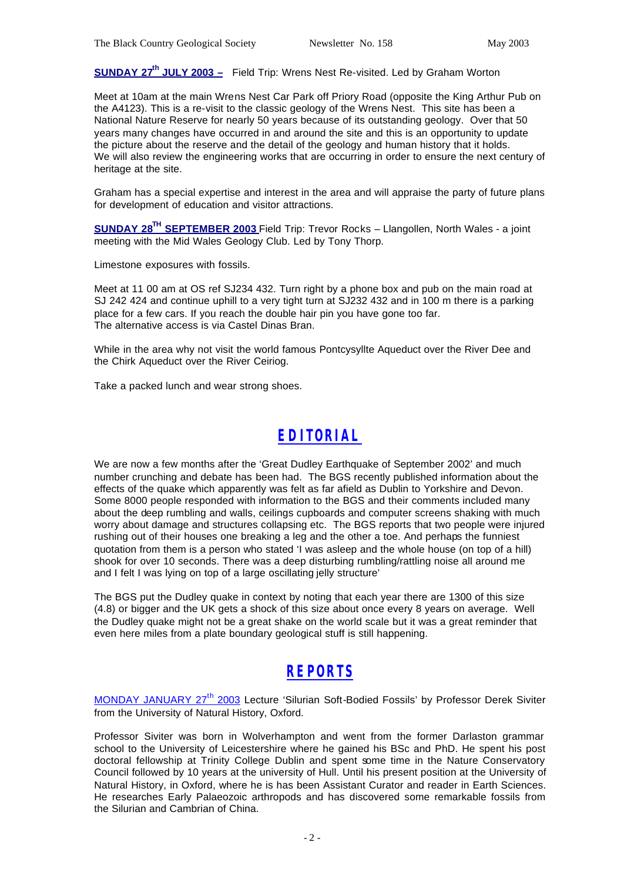**SUNDAY 27th JULY 2003 –** Field Trip: Wrens Nest Re-visited. Led by Graham Worton

Meet at 10am at the main Wrens Nest Car Park off Priory Road (opposite the King Arthur Pub on the A4123). This is a re-visit to the classic geology of the Wrens Nest. This site has been a National Nature Reserve for nearly 50 years because of its outstanding geology. Over that 50 years many changes have occurred in and around the site and this is an opportunity to update the picture about the reserve and the detail of the geology and human history that it holds. We will also review the engineering works that are occurring in order to ensure the next century of heritage at the site.

Graham has a special expertise and interest in the area and will appraise the party of future plans for development of education and visitor attractions.

**SUNDAY 28TH SEPTEMBER 2003** Field Trip: Trevor Rocks – Llangollen, North Wales - a joint meeting with the Mid Wales Geology Club. Led by Tony Thorp.

Limestone exposures with fossils.

Meet at 11 00 am at OS ref SJ234 432. Turn right by a phone box and pub on the main road at SJ 242 424 and continue uphill to a very tight turn at SJ232 432 and in 100 m there is a parking place for a few cars. If you reach the double hair pin you have gone too far.
The alternative access is via Castel Dinas Bran.

While in the area why not visit the world famous Pontcysyllte Aqueduct over the River Dee and the Chirk Aqueduct over the River Ceiriog.

Take a packed lunch and wear strong shoes.

## EDITORIAL

We are now a few months after the 'Great Dudley Earthquake of September 2002' and much number crunching and debate has been had. The BGS recently published information about the effects of the quake which apparently was felt as far afield as Dublin to Yorkshire and Devon. Some 8000 people responded with information to the BGS and their comments included many about the deep rumbling and walls, ceilings cupboards and computer screens shaking with much worry about damage and structures collapsing etc. The BGS reports that two people were injured rushing out of their houses one breaking a leg and the other a toe. And perhaps the funniest quotation from them is a person who stated 'I was asleep and the whole house (on top of a hill) shook for over 10 seconds. There was a deep disturbing rumbling/rattling noise all around me and I felt I was lying on top of a large oscillating jelly structure'

The BGS put the Dudley quake in context by noting that each year there are 1300 of this size (4.8) or bigger and the UK gets a shock of this size about once every 8 years on average. Well the Dudley quake might not be a great shake on the world scale but it was a great reminder that even here miles from a plate boundary geological stuff is still happening.

## REPORTS

MONDAY JANUARY 27th 2003 Lecture 'Silurian Soft-Bodied Fossils' by Professor Derek Siviter from the University of Natural History, Oxford.

Professor Siviter was born in Wolverhampton and went from the former Darlaston grammar school to the University of Leicestershire where he gained his BSc and PhD. He spent his post doctoral fellowship at Trinity College Dublin and spent some time in the Nature Conservatory Council followed by 10 years at the university of Hull. Until his present position at the University of Natural History, in Oxford, where he is has been Assistant Curator and reader in Earth Sciences. He researches Early Palaeozoic arthropods and has discovered some remarkable fossils from the Silurian and Cambrian of China.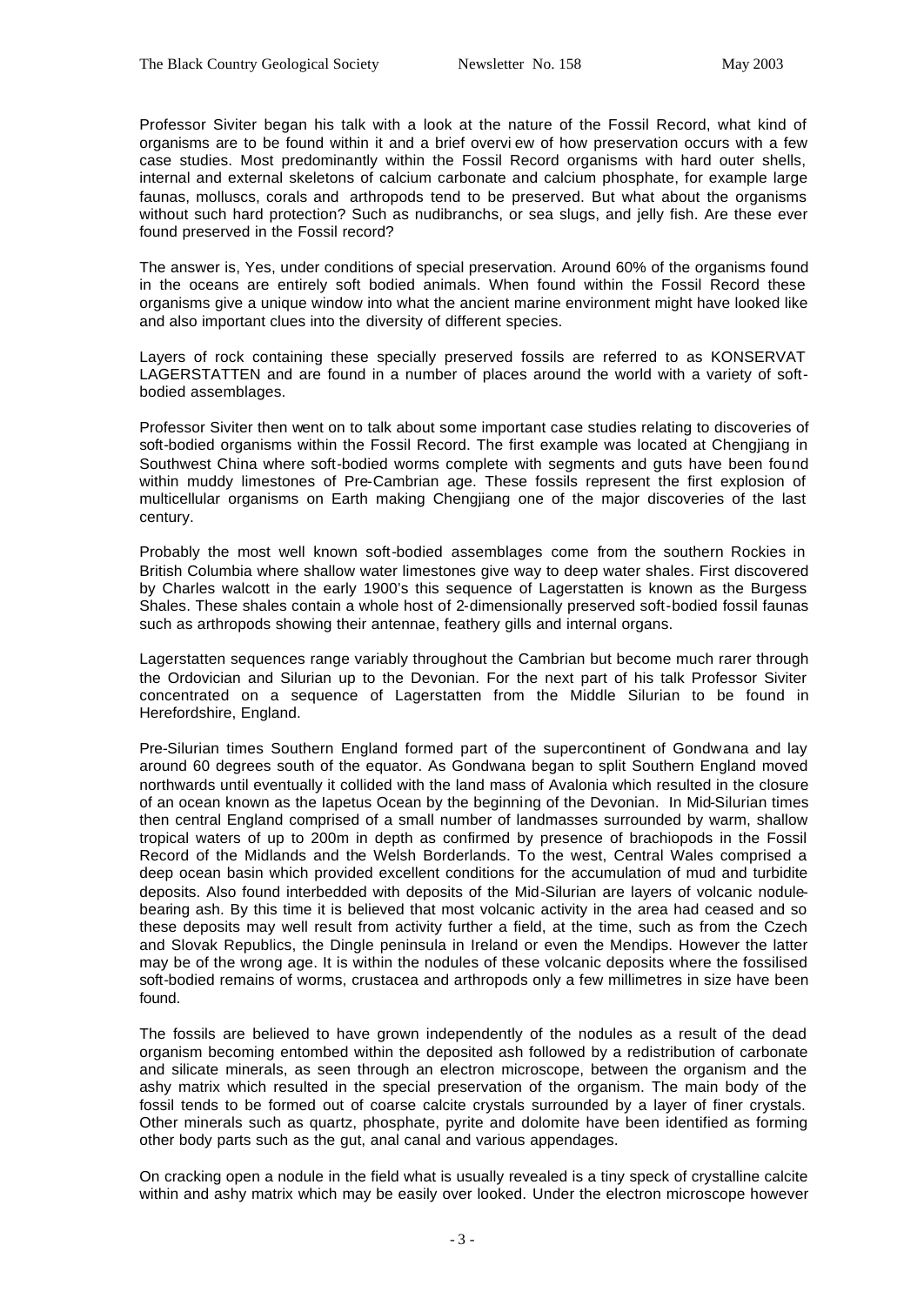Professor Siviter began his talk with a look at the nature of the Fossil Record, what kind of organisms are to be found within it and a brief overvi ew of how preservation occurs with a few case studies. Most predominantly within the Fossil Record organisms with hard outer shells, internal and external skeletons of calcium carbonate and calcium phosphate, for example large faunas, molluscs, corals and arthropods tend to be preserved. But what about the organisms without such hard protection? Such as nudibranchs, or sea slugs, and jelly fish. Are these ever found preserved in the Fossil record?

The answer is, Yes, under conditions of special preservation. Around 60% of the organisms found in the oceans are entirely soft bodied animals. When found within the Fossil Record these organisms give a unique window into what the ancient marine environment might have looked like and also important clues into the diversity of different species.

Layers of rock containing these specially preserved fossils are referred to as KONSERVAT LAGERSTATTEN and are found in a number of places around the world with a variety of soft-bodied assemblages.

Professor Siviter then went on to talk about some important case studies relating to discoveries of soft-bodied organisms within the Fossil Record. The first example was located at Chengjiang in Southwest China where soft-bodied worms complete with segments and guts have been found within muddy limestones of Pre-Cambrian age. These fossils represent the first explosion of multicellular organisms on Earth making Chengjiang one of the major discoveries of the last century.

Probably the most well known soft-bodied assemblages come from the southern Rockies in British Columbia where shallow water limestones give way to deep water shales. First discovered by Charles walcott in the early 1900's this sequence of Lagerstatten is known as the Burgess Shales. These shales contain a whole host of 2-dimensionally preserved soft-bodied fossil faunas such as arthropods showing their antennae, feathery gills and internal organs.

Lagerstatten sequences range variably throughout the Cambrian but become much rarer through the Ordovician and Silurian up to the Devonian. For the next part of his talk Professor Siviter concentrated on a sequence of Lagerstatten from the Middle Silurian to be found in Herefordshire, England.

Pre-Silurian times Southern England formed part of the supercontinent of Gondwana and lay around 60 degrees south of the equator. As Gondwana began to split Southern England moved northwards until eventually it collided with the land mass of Avalonia which resulted in the closure of an ocean known as the Iapetus Ocean by the beginning of the Devonian. In Mid-Silurian times then central England comprised of a small number of landmasses surrounded by warm, shallow tropical waters of up to 200m in depth as confirmed by presence of brachiopods in the Fossil Record of the Midlands and the Welsh Borderlands. To the west, Central Wales comprised a deep ocean basin which provided excellent conditions for the accumulation of mud and turbidite deposits. Also found interbedded with deposits of the Mid-Silurian are layers of volcanic nodule-bearing ash. By this time it is believed that most volcanic activity in the area had ceased and so these deposits may well result from activity further a field, at the time, such as from the Czech and Slovak Republics, the Dingle peninsula in Ireland or even the Mendips. However the latter may be of the wrong age. It is within the nodules of these volcanic deposits where the fossilised soft-bodied remains of worms, crustacea and arthropods only a few millimetres in size have been found.

The fossils are believed to have grown independently of the nodules as a result of the dead organism becoming entombed within the deposited ash followed by a redistribution of carbonate and silicate minerals, as seen through an electron microscope, between the organism and the ashy matrix which resulted in the special preservation of the organism. The main body of the fossil tends to be formed out of coarse calcite crystals surrounded by a layer of finer crystals. Other minerals such as quartz, phosphate, pyrite and dolomite have been identified as forming other body parts such as the gut, anal canal and various appendages.

On cracking open a nodule in the field what is usually revealed is a tiny speck of crystalline calcite within and ashy matrix which may be easily over looked. Under the electron microscope however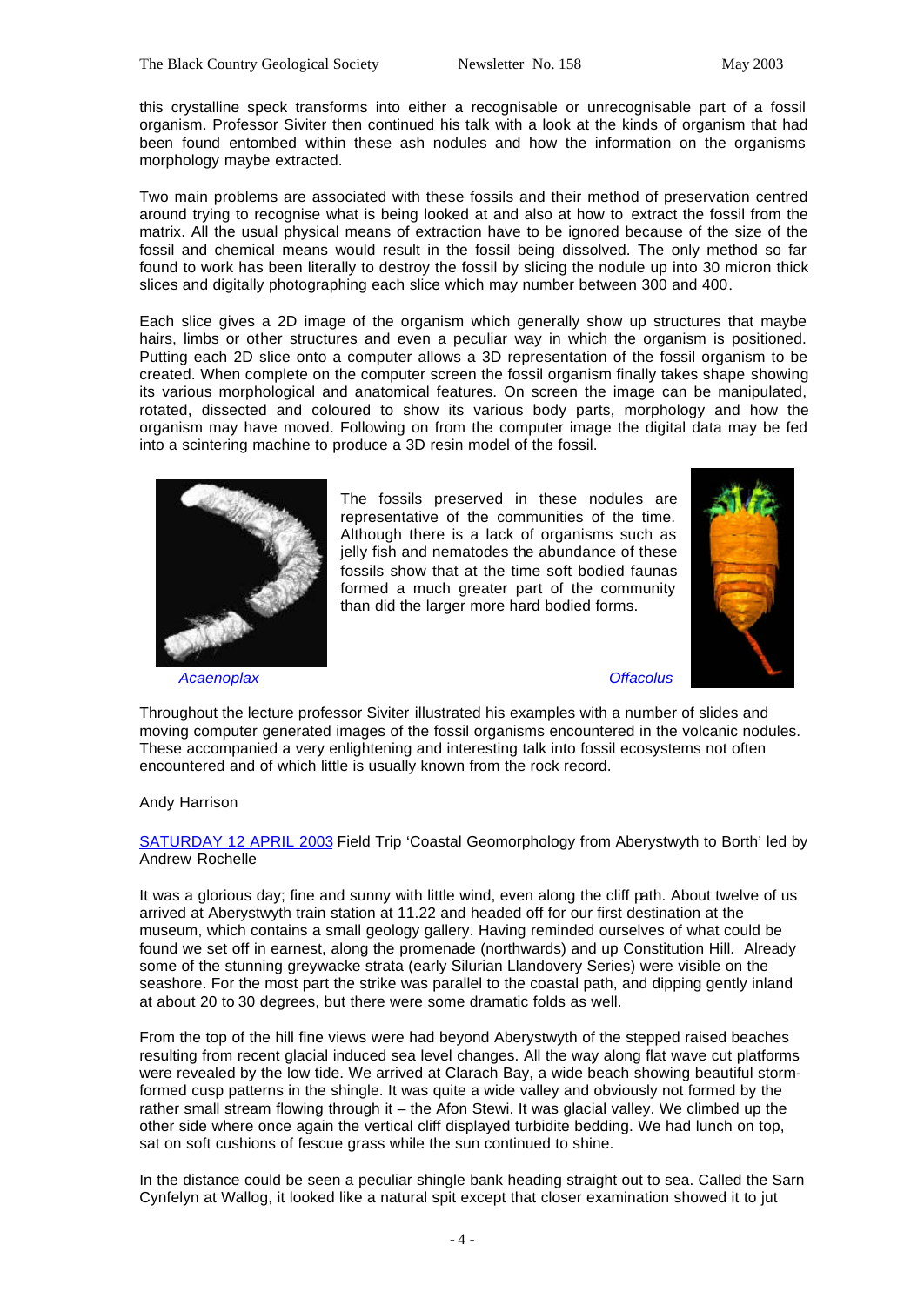this crystalline speck transforms into either a recognisable or unrecognisable part of a fossil organism. Professor Siviter then continued his talk with a look at the kinds of organism that had been found entombed within these ash nodules and how the information on the organisms morphology maybe extracted.

Two main problems are associated with these fossils and their method of preservation centred around trying to recognise what is being looked at and also at how to extract the fossil from the matrix. All the usual physical means of extraction have to be ignored because of the size of the fossil and chemical means would result in the fossil being dissolved. The only method so far found to work has been literally to destroy the fossil by slicing the nodule up into 30 micron thick slices and digitally photographing each slice which may number between 300 and 400.

Each slice gives a 2D image of the organism which generally show up structures that maybe hairs, limbs or other structures and even a peculiar way in which the organism is positioned. Putting each 2D slice onto a computer allows a 3D representation of the fossil organism to be created. When complete on the computer screen the fossil organism finally takes shape showing its various morphological and anatomical features. On screen the image can be manipulated, rotated, dissected and coloured to show its various body parts, morphology and how the organism may have moved. Following on from the computer image the digital data may be fed into a scintering machine to produce a 3D resin model of the fossil.

The fossils preserved in these nodules are representative of the communities of the time. Although there is a lack of organisms such as jelly fish and nematodes the abundance of these fossils show that at the time soft bodied faunas formed a much greater part of the community than did the larger more hard bodied forms.

*Acaenoplax*

*Offacolus*

Throughout the lecture professor Siviter illustrated his examples with a number of slides and moving computer generated images of the fossil organisms encountered in the volcanic nodules. These accompanied a very enlightening and interesting talk into fossil ecosystems not often encountered and of which little is usually known from the rock record.

Andy Harrison

SATURDAY 12 APRIL 2003 Field Trip 'Coastal Geomorphology from Aberystwyth to Borth' led by Andrew Rochelle

It was a glorious day; fine and sunny with little wind, even along the cliff path. About twelve of us arrived at Aberystwyth train station at 11.22 and headed off for our first destination at the museum, which contains a small geology gallery. Having reminded ourselves of what could be found we set off in earnest, along the promenade (northwards) and up Constitution Hill. Already some of the stunning greywacke strata (early Silurian Llandovery Series) were visible on the seashore. For the most part the strike was parallel to the coastal path, and dipping gently inland at about 20 to 30 degrees, but there were some dramatic folds as well.

From the top of the hill fine views were had beyond Aberystwyth of the stepped raised beaches resulting from recent glacial induced sea level changes. All the way along flat wave cut platforms were revealed by the low tide. We arrived at Clarach Bay, a wide beach showing beautiful storm-formed cusp patterns in the shingle. It was quite a wide valley and obviously not formed by the rather small stream flowing through it – the Afon Stewi. It was glacial valley. We climbed up the other side where once again the vertical cliff displayed turbidite bedding. We had lunch on top, sat on soft cushions of fescue grass while the sun continued to shine.

In the distance could be seen a peculiar shingle bank heading straight out to sea. Called the Sarn Cynfelyn at Wallog, it looked like a natural spit except that closer examination showed it to jut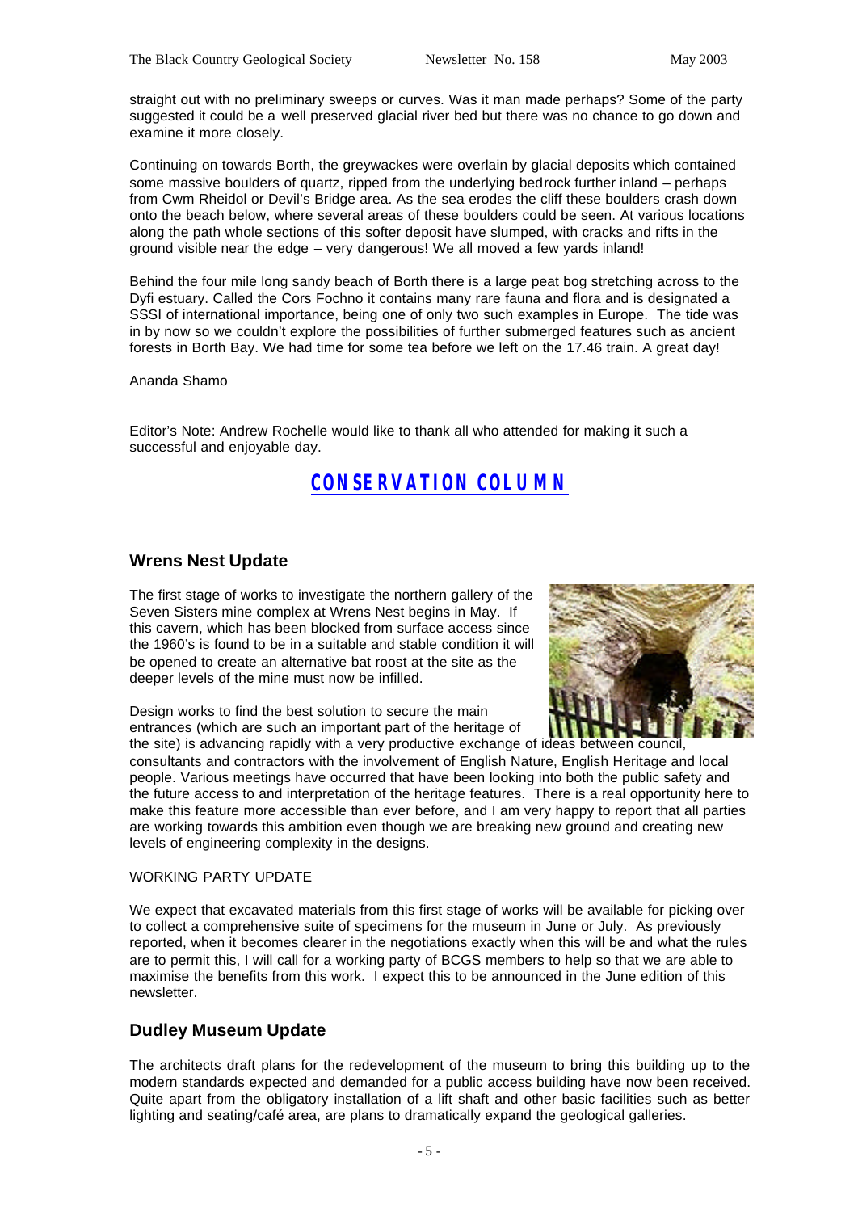straight out with no preliminary sweeps or curves. Was it man made perhaps? Some of the party suggested it could be a well preserved glacial river bed but there was no chance to go down and examine it more closely.

Continuing on towards Borth, the greywackes were overlain by glacial deposits which contained some massive boulders of quartz, ripped from the underlying bedrock further inland – perhaps from Cwm Rheidol or Devil's Bridge area. As the sea erodes the cliff these boulders crash down onto the beach below, where several areas of these boulders could be seen. At various locations along the path whole sections of this softer deposit have slumped, with cracks and rifts in the ground visible near the edge – very dangerous! We all moved a few yards inland!

Behind the four mile long sandy beach of Borth there is a large peat bog stretching across to the Dyfi estuary. Called the Cors Fochno it contains many rare fauna and flora and is designated a SSSI of international importance, being one of only two such examples in Europe. The tide was in by now so we couldn't explore the possibilities of further submerged features such as ancient forests in Borth Bay. We had time for some tea before we left on the 17.46 train. A great day!

Ananda Shamo

Editor's Note: Andrew Rochelle would like to thank all who attended for making it such a successful and enjoyable day.

# CONSERVATION COLUMN

## Wrens Nest Update

The first stage of works to investigate the northern gallery of the Seven Sisters mine complex at Wrens Nest begins in May. If this cavern, which has been blocked from surface access since the 1960's is found to be in a suitable and stable condition it will be opened to create an alternative bat roost at the site as the deeper levels of the mine must now be infilled.

Design works to find the best solution to secure the main entrances (which are such an important part of the heritage of the site) is advancing rapidly with a very productive exchange of ideas between council, consultants and contractors with the involvement of English Nature, English Heritage and local people. Various meetings have occurred that have been looking into both the public safety and the future access to and interpretation of the heritage features. There is a real opportunity here to make this feature more accessible than ever before, and I am very happy to report that all parties are working towards this ambition even though we are breaking new ground and creating new levels of engineering complexity in the designs.

WORKING PARTY UPDATE

We expect that excavated materials from this first stage of works will be available for picking over to collect a comprehensive suite of specimens for the museum in June or July. As previously reported, when it becomes clearer in the negotiations exactly when this will be and what the rules are to permit this, I will call for a working party of BCGS members to help so that we are able to maximise the benefits from this work. I expect this to be announced in the June edition of this newsletter.

## Dudley Museum Update

The architects draft plans for the redevelopment of the museum to bring this building up to the modern standards expected and demanded for a public access building have now been received. Quite apart from the obligatory installation of a lift shaft and other basic facilities such as better lighting and seating/café area, are plans to dramatically expand the geological galleries.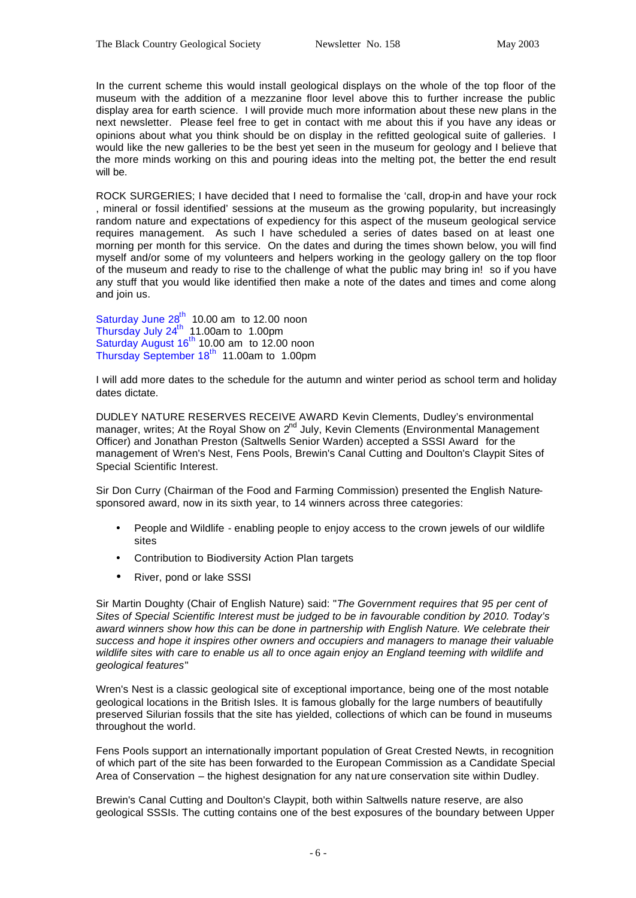In the current scheme this would install geological displays on the whole of the top floor of the museum with the addition of a mezzanine floor level above this to further increase the public display area for earth science. I will provide much more information about these new plans in the next newsletter. Please feel free to get in contact with me about this if you have any ideas or opinions about what you think should be on display in the refitted geological suite of galleries. I would like the new galleries to be the best yet seen in the museum for geology and I believe that the more minds working on this and pouring ideas into the melting pot, the better the end result will be.

ROCK SURGERIES; I have decided that I need to formalise the 'call, drop-in and have your rock , mineral or fossil identified' sessions at the museum as the growing popularity, but increasingly random nature and expectations of expediency for this aspect of the museum geological service requires management. As such I have scheduled a series of dates based on at least one morning per month for this service. On the dates and during the times shown below, you will find myself and/or some of my volunteers and helpers working in the geology gallery on the top floor of the museum and ready to rise to the challenge of what the public may bring in! so if you have any stuff that you would like identified then make a note of the dates and times and come along and join us.

Saturday June 28th 10.00 am to 12.00 noon
Thursday July 24th 11.00am to 1.00pm
Saturday August 16th 10.00 am to 12.00 noon
Thursday September 18th 11.00am to 1.00pm

I will add more dates to the schedule for the autumn and winter period as school term and holiday dates dictate.

DUDLEY NATURE RESERVES RECEIVE AWARD Kevin Clements, Dudley's environmental manager, writes; At the Royal Show on 2nd July, Kevin Clements (Environmental Management Officer) and Jonathan Preston (Saltwells Senior Warden) accepted a SSSI Award for the management of Wren's Nest, Fens Pools, Brewin's Canal Cutting and Doulton's Claypit Sites of Special Scientific Interest.

Sir Don Curry (Chairman of the Food and Farming Commission) presented the English Nature-sponsored award, now in its sixth year, to 14 winners across three categories:

- People and Wildlife - enabling people to enjoy access to the crown jewels of our wildlife sites
- Contribution to Biodiversity Action Plan targets
- River, pond or lake SSSI

Sir Martin Doughty (Chair of English Nature) said: "*The Government requires that 95 per cent of Sites of Special Scientific Interest must be judged to be in favourable condition by 2010. Today's award winners show how this can be done in partnership with English Nature. We celebrate their success and hope it inspires other owners and occupiers and managers to manage their valuable wildlife sites with care to enable us all to once again enjoy an England teeming with wildlife and geological features*"

Wren's Nest is a classic geological site of exceptional importance, being one of the most notable geological locations in the British Isles. It is famous globally for the large numbers of beautifully preserved Silurian fossils that the site has yielded, collections of which can be found in museums throughout the world.

Fens Pools support an internationally important population of Great Crested Newts, in recognition of which part of the site has been forwarded to the European Commission as a Candidate Special Area of Conservation – the highest designation for any nature conservation site within Dudley.

Brewin's Canal Cutting and Doulton's Claypit, both within Saltwells nature reserve, are also geological SSSIs. The cutting contains one of the best exposures of the boundary between Upper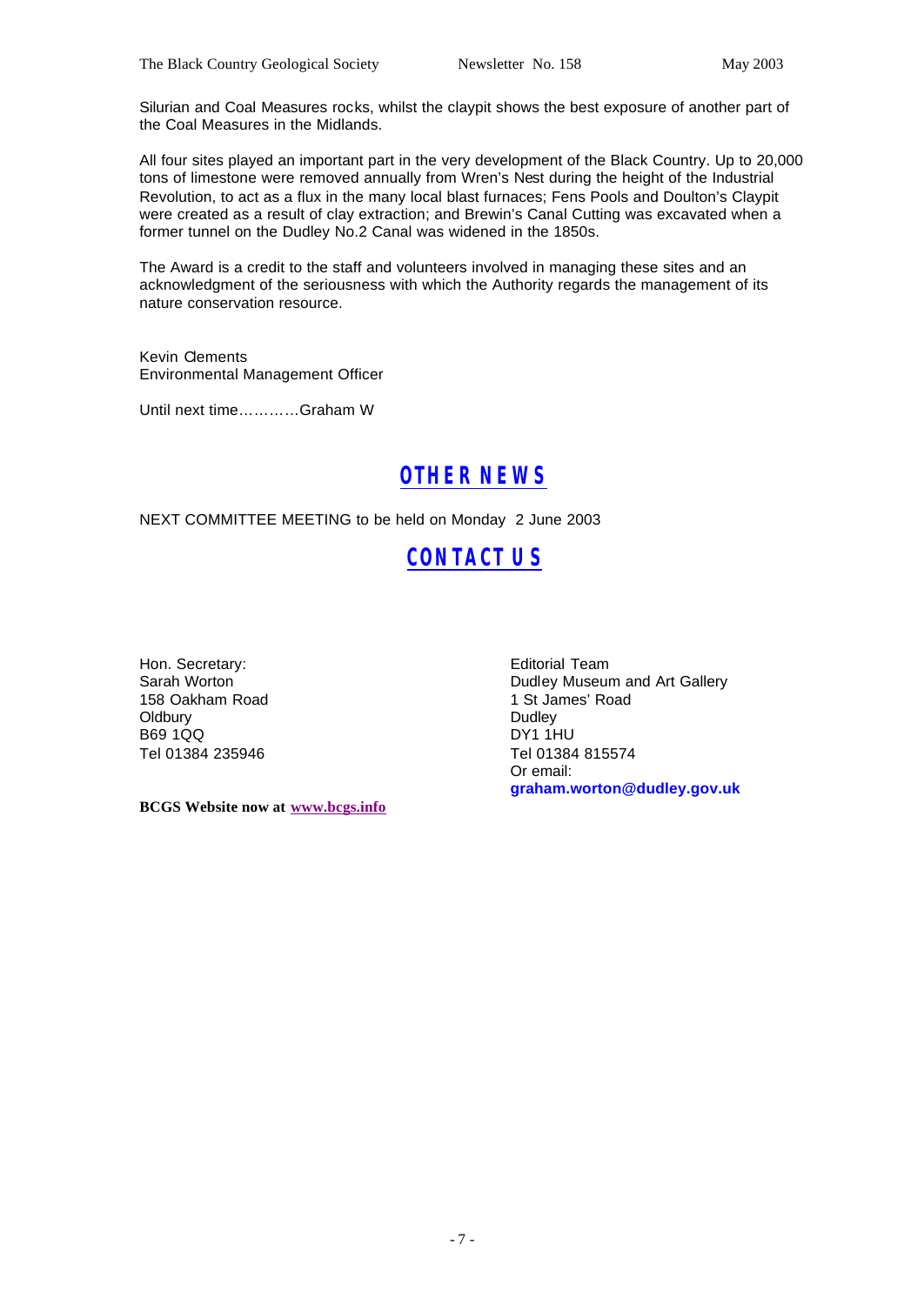Silurian and Coal Measures rocks, whilst the claypit shows the best exposure of another part of the Coal Measures in the Midlands.

All four sites played an important part in the very development of the Black Country. Up to 20,000 tons of limestone were removed annually from Wren's Nest during the height of the Industrial Revolution, to act as a flux in the many local blast furnaces; Fens Pools and Doulton's Claypit were created as a result of clay extraction; and Brewin's Canal Cutting was excavated when a former tunnel on the Dudley No.2 Canal was widened in the 1850s.

The Award is a credit to the staff and volunteers involved in managing these sites and an acknowledgment of the seriousness with which the Authority regards the management of its nature conservation resource.

Kevin Clements
Environmental Management Officer

Until next time…………Graham W

## OTHER NEWS

NEXT COMMITTEE MEETING to be held on Monday 2 June 2003

## CONTACT US

Hon. Secretary:
Sarah Worton
158 Oakham Road
Oldbury
B69 1QQ
Tel 01384 235946

Editorial Team
Dudley Museum and Art Gallery
1 St James' Road
Dudley
DY1 1HU
Tel 01384 815574
Or email:
**graham.worton@dudley.gov.uk**

**BCGS Website now at www.bcgs.info**